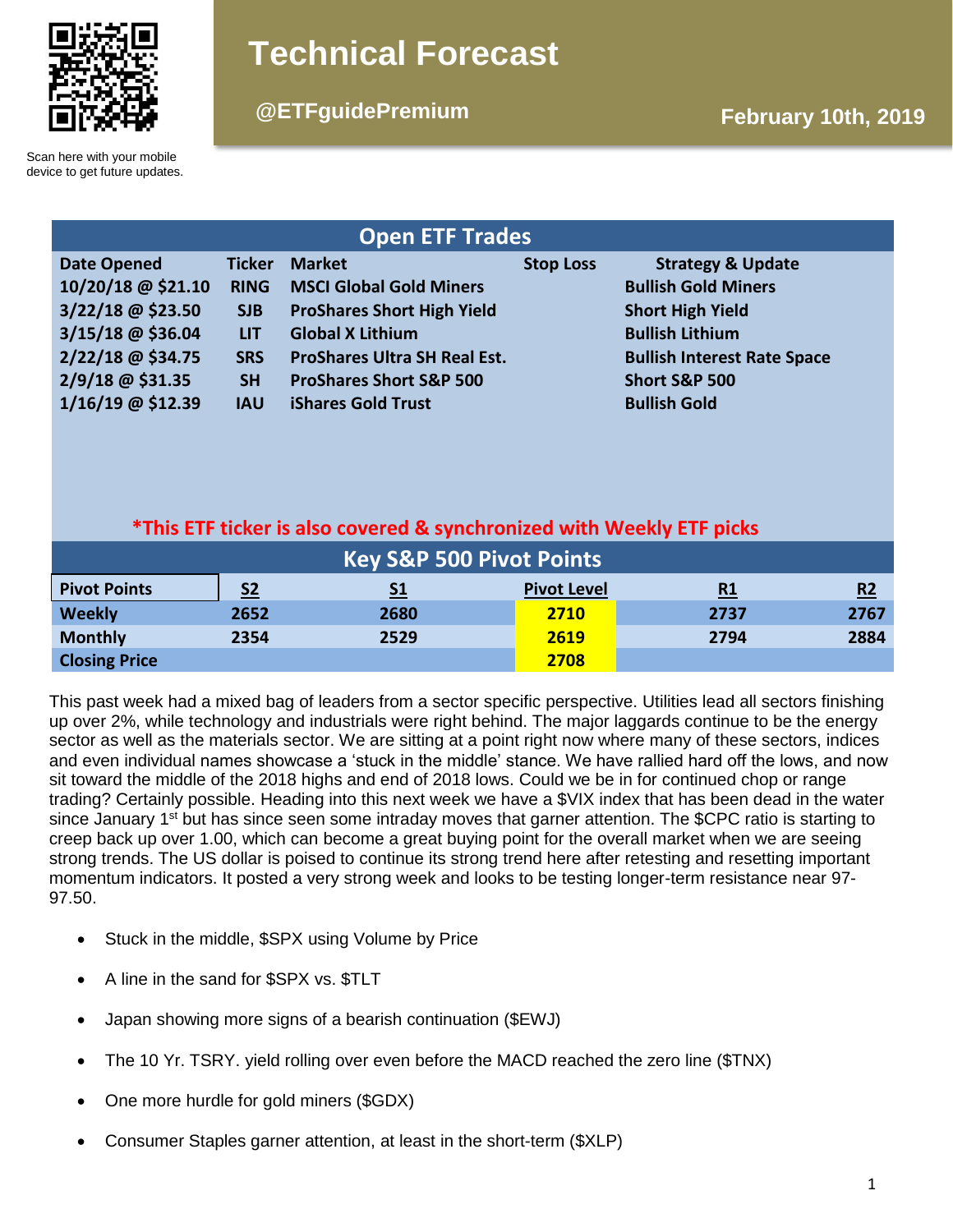Scan here with your mobile device to get future updates.

# Technical Forecast

**@ETFguidePremium**

**February 10th, 2019**

## Open ETF Trades

| Date Opened | Ticker | Market | Stop Loss | Strategy & Update |
|---|---|---|---|---|
| 10/20/18 @ $21.10 | RING | MSCI Global Gold Miners | | Bullish Gold Miners |
| 3/22/18 @ $23.50 | SJB | ProShares Short High Yield | | Short High Yield |
| 3/15/18 @ $36.04 | LIT | Global X Lithium | | Bullish Lithium |
| 2/22/18 @ $34.75 | SRS | ProShares Ultra SH Real Est. | | Bullish Interest Rate Space |
| 2/9/18 @ $31.35 | SH | ProShares Short S&P 500 | | Short S&P 500 |
| 1/16/19 @ $12.39 | IAU | iShares Gold Trust | | Bullish Gold |

***This ETF ticker is also covered & synchronized with Weekly ETF picks**

## Key S&P 500 Pivot Points

| Pivot Points | S2 | S1 | Pivot Level | R1 | R2 |
|---|---|---|---|---|---|
| Weekly | 2652 | 2680 | 2710 | 2737 | 2767 |
| Monthly | 2354 | 2529 | 2619 | 2794 | 2884 |
| Closing Price | | | 2708 | | |

This past week had a mixed bag of leaders from a sector specific perspective. Utilities lead all sectors finishing up over 2%, while technology and industrials were right behind. The major laggards continue to be the energy sector as well as the materials sector. We are sitting at a point right now where many of these sectors, indices and even individual names showcase a 'stuck in the middle' stance. We have rallied hard off the lows, and now sit toward the middle of the 2018 highs and end of 2018 lows. Could we be in for continued chop or range trading? Certainly possible. Heading into this next week we have a $VIX index that has been dead in the water since January 1st but has since seen some intraday moves that garner attention. The $CPC ratio is starting to creep back up over 1.00, which can become a great buying point for the overall market when we are seeing strong trends. The US dollar is poised to continue its strong trend here after retesting and resetting important momentum indicators. It posted a very strong week and looks to be testing longer-term resistance near 97-97.50.

- Stuck in the middle, $SPX using Volume by Price
- A line in the sand for $SPX vs. $TLT
- Japan showing more signs of a bearish continuation ($EWJ)
- The 10 Yr. TSRY. yield rolling over even before the MACD reached the zero line ($TNX)
- One more hurdle for gold miners ($GDX)
- Consumer Staples garner attention, at least in the short-term ($XLP)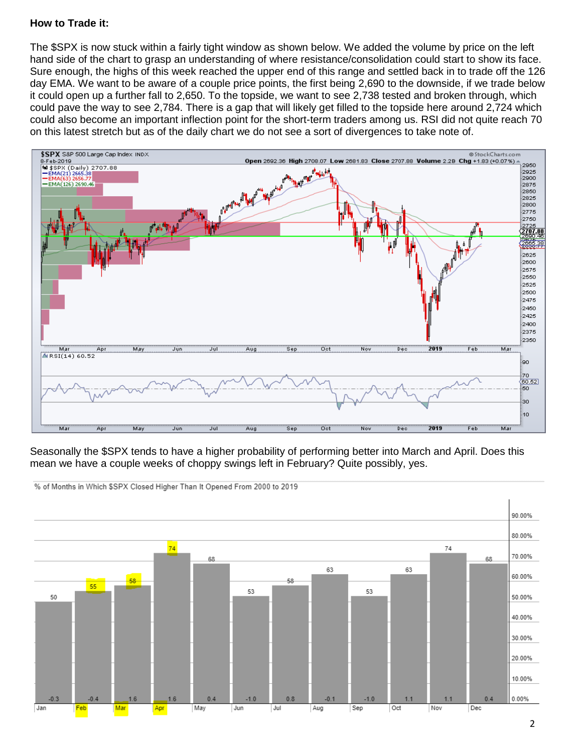**How to Trade it:**

The $SPX is now stuck within a fairly tight window as shown below. We added the volume by price on the left hand side of the chart to grasp an understanding of where resistance/consolidation could start to show its face. Sure enough, the highs of this week reached the upper end of this range and settled back in to trade off the 126 day EMA. We want to be aware of a couple price points, the first being 2,690 to the downside, if we trade below it could open up a further fall to 2,650. To the topside, we want to see 2,738 tested and broken through, which could pave the way to see 2,784. There is a gap that will likely get filled to the topside here around 2,724 which could also become an important inflection point for the short-term traders among us. RSI did not quite reach 70 on this latest stretch but as of the daily chart we do not see a sort of divergences to take note of.

Seasonally the $SPX tends to have a higher probability of performing better into March and April. Does this mean we have a couple weeks of choppy swings left in February? Quite possibly, yes.

% of Months in Which $SPX Closed Higher Than It Opened From 2000 to 2019

| Month | % Closed Higher | Avg. Change |
|---|---|---|
| Jan | 50 | -0.3 |
| Feb | 55 | -0.4 |
| Mar | 58 | 1.6 |
| Apr | 74 | 1.6 |
| May | 68 | 0.4 |
| Jun | 53 | -1.0 |
| Jul | 58 | 0.8 |
| Aug | 63 | -0.1 |
| Sep | 53 | -1.0 |
| Oct | 63 | 1.1 |
| Nov | 74 | 1.1 |
| Dec | 68 | 0.4 |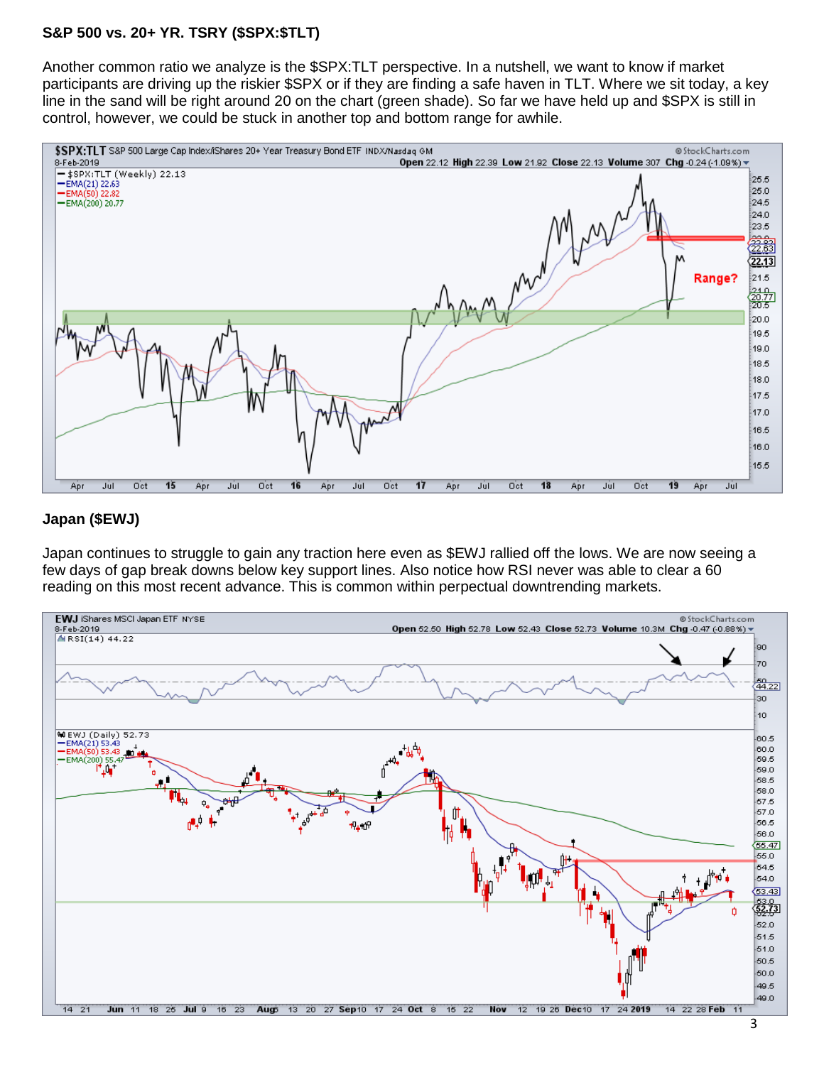**S&P 500 vs. 20+ YR. TSRY ($SPX:$TLT)**

Another common ratio we analyze is the $SPX:TLT perspective. In a nutshell, we want to know if market participants are driving up the riskier $SPX or if they are finding a safe haven in TLT. Where we sit today, a key line in the sand will be right around 20 on the chart (green shade). So far we have held up and $SPX is still in control, however, we could be stuck in another top and bottom range for awhile.

**Japan ($EWJ)**

Japan continues to struggle to gain any traction here even as $EWJ rallied off the lows. We are now seeing a few days of gap break downs below key support lines. Also notice how RSI never was able to clear a 60 reading on this most recent advance. This is common within perpectual downtrending markets.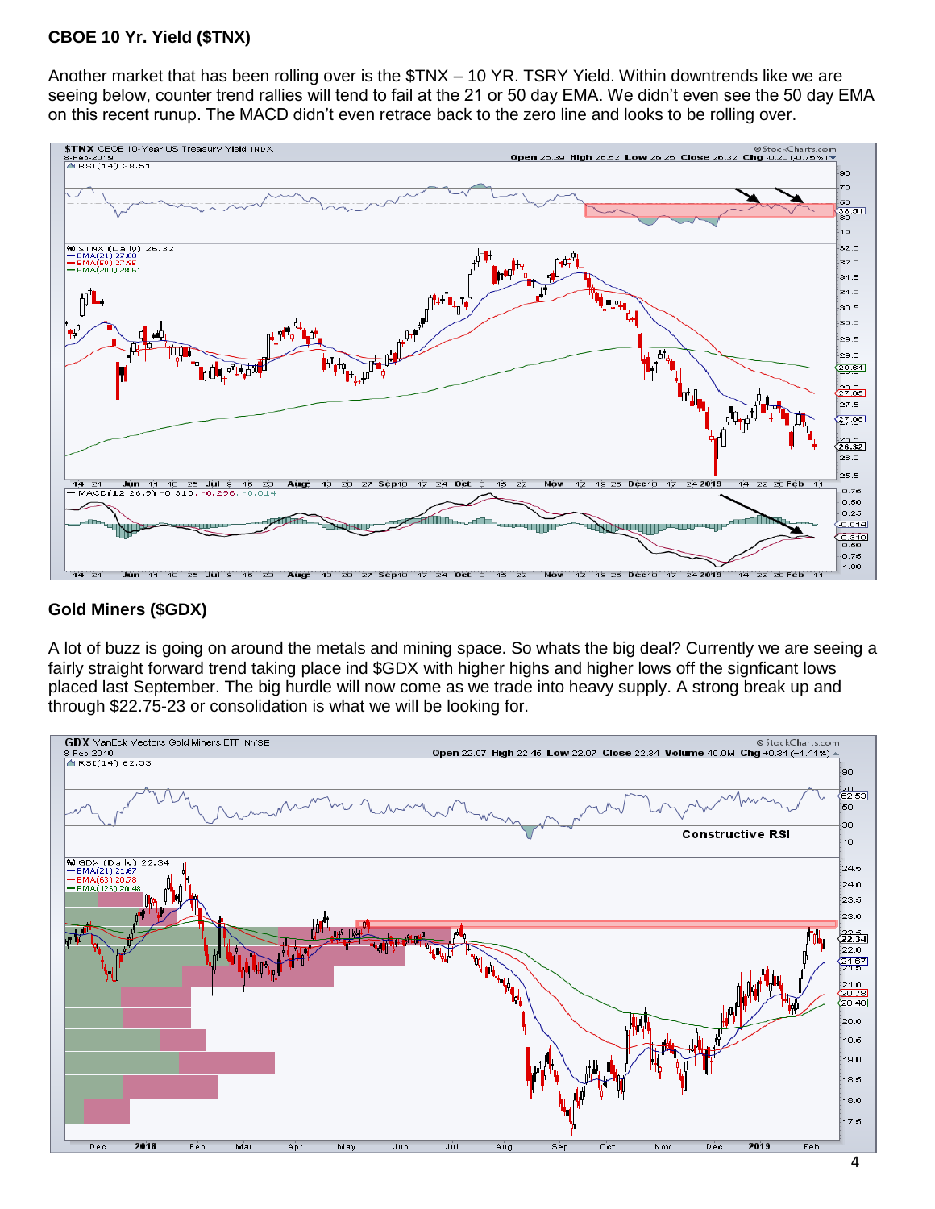**CBOE 10 Yr. Yield ($TNX)**

Another market that has been rolling over is the $TNX – 10 YR. TSRY Yield. Within downtrends like we are seeing below, counter trend rallies will tend to fail at the 21 or 50 day EMA. We didn't even see the 50 day EMA on this recent runup. The MACD didn't even retrace back to the zero line and looks to be rolling over.

**Gold Miners ($GDX)**

A lot of buzz is going on around the metals and mining space. So whats the big deal? Currently we are seeing a fairly straight forward trend taking place ind $GDX with higher highs and higher lows off the signficant lows placed last September. The big hurdle will now come as we trade into heavy supply. A strong break up and through $22.75-23 or consolidation is what we will be looking for.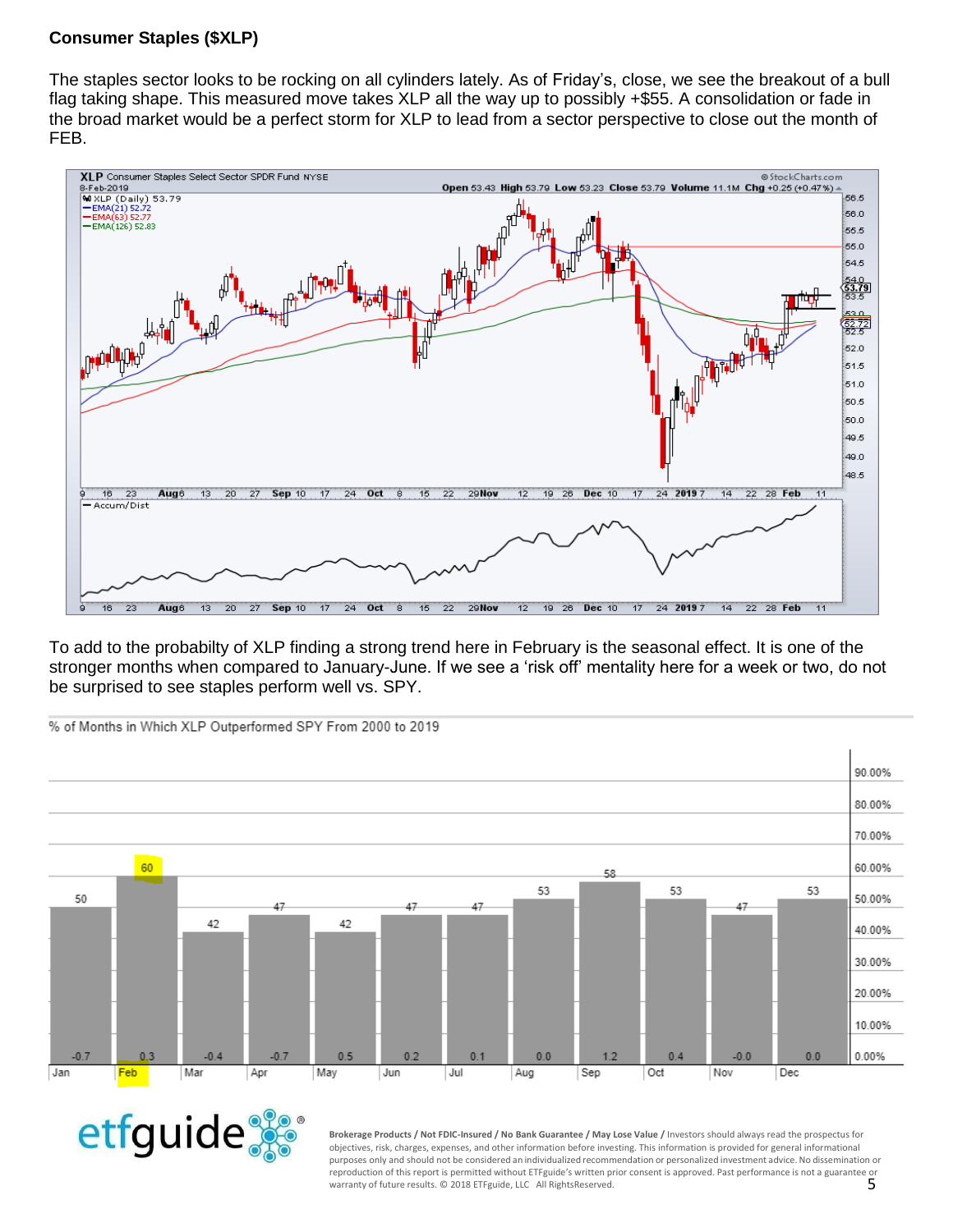**Consumer Staples ($XLP)**

The staples sector looks to be rocking on all cylinders lately. As of Friday's, close, we see the breakout of a bull flag taking shape. This measured move takes XLP all the way up to possibly +$55. A consolidation or fade in the broad market would be a perfect storm for XLP to lead from a sector perspective to close out the month of FEB.

XLP Consumer Staples Select Sector SPDR Fund NYSE
8-Feb-2019
Open 53.43 High 53.79 Low 53.23 Close 53.79 Volume 11.1M Chg +0.25 (+0.47%)
XLP (Daily) 53.79
EMA(21) 52.72
EMA(63) 52.77
EMA(126) 52.83
Accum/Dist

To add to the probabilty of XLP finding a strong trend here in February is the seasonal effect. It is one of the stronger months when compared to January-June. If we see a 'risk off' mentality here for a week or two, do not be surprised to see staples perform well vs. SPY.

% of Months in Which XLP Outperformed SPY From 2000 to 2019

Jan 50 -0.7
Feb 60 0.3
Mar 42 -0.4
Apr 47 -0.7
May 42 0.5
Jun 47 0.2
Jul 47 0.1
Aug 53 0.0
Sep 58 1.2
Oct 53 0.4
Nov 47 -0.0
Dec 53 0.0

Brokerage Products / Not FDIC-Insured / No Bank Guarantee / May Lose Value / Investors should always read the prospectus for objectives, risk, charges, expenses, and other information before investing. This information is provided for general informational purposes only and should not be considered an individualized recommendation or personalized investment advice. No dissemination or reproduction of this report is permitted without ETFguide's written prior consent is approved. Past performance is not a guarantee or warranty of future results. © 2018 ETFguide, LLC All RightsReserved.